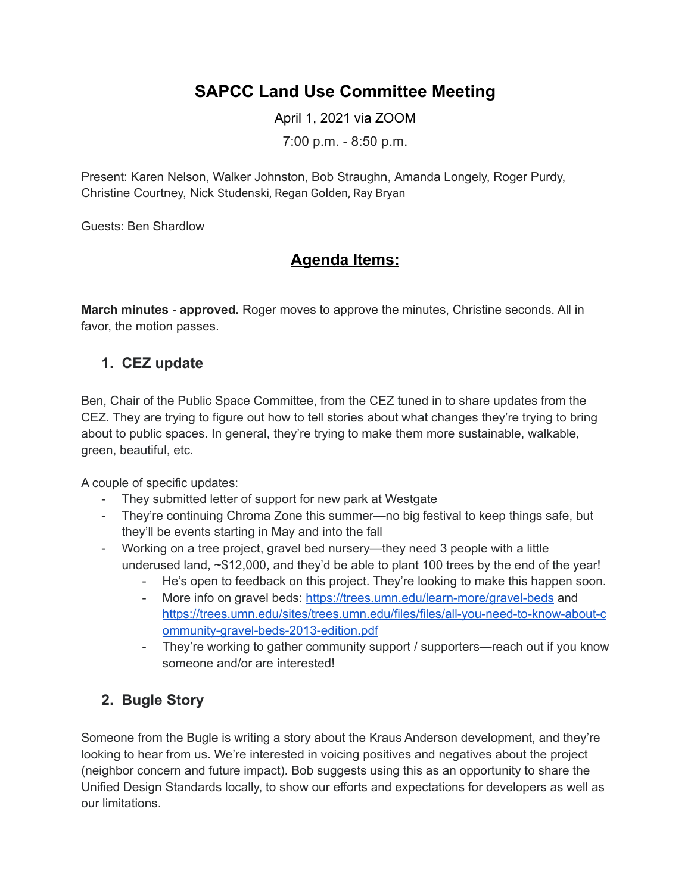# SAPCC Land Use Committee Meeting

April 1, 2021 via ZOOM

7:00 p.m. - 8:50 p.m.

Present: Karen Nelson, Walker Johnston, Bob Straughn, Amanda Longely, Roger Purdy, Christine Courtney, Nick Studenski, Regan Golden, Ray Bryan

Guests: Ben Shardlow

## Agenda Items:

**March minutes - approved.** Roger moves to approve the minutes, Christine seconds. All in favor, the motion passes.

### 1. CEZ update

Ben, Chair of the Public Space Committee, from the CEZ tuned in to share updates from the CEZ. They are trying to figure out how to tell stories about what changes they're trying to bring about to public spaces. In general, they're trying to make them more sustainable, walkable, green, beautiful, etc.

A couple of specific updates:

- They submitted letter of support for new park at Westgate
- They're continuing Chroma Zone this summer—no big festival to keep things safe, but they'll be events starting in May and into the fall
- Working on a tree project, gravel bed nursery—they need 3 people with a little underused land, ~$12,000, and they'd be able to plant 100 trees by the end of the year!
  - He's open to feedback on this project. They're looking to make this happen soon.
  - More info on gravel beds: https://trees.umn.edu/learn-more/gravel-beds and https://trees.umn.edu/sites/trees.umn.edu/files/files/all-you-need-to-know-about-community-gravel-beds-2013-edition.pdf
  - They're working to gather community support / supporters—reach out if you know someone and/or are interested!

### 2. Bugle Story

Someone from the Bugle is writing a story about the Kraus Anderson development, and they're looking to hear from us. We're interested in voicing positives and negatives about the project (neighbor concern and future impact). Bob suggests using this as an opportunity to share the Unified Design Standards locally, to show our efforts and expectations for developers as well as our limitations.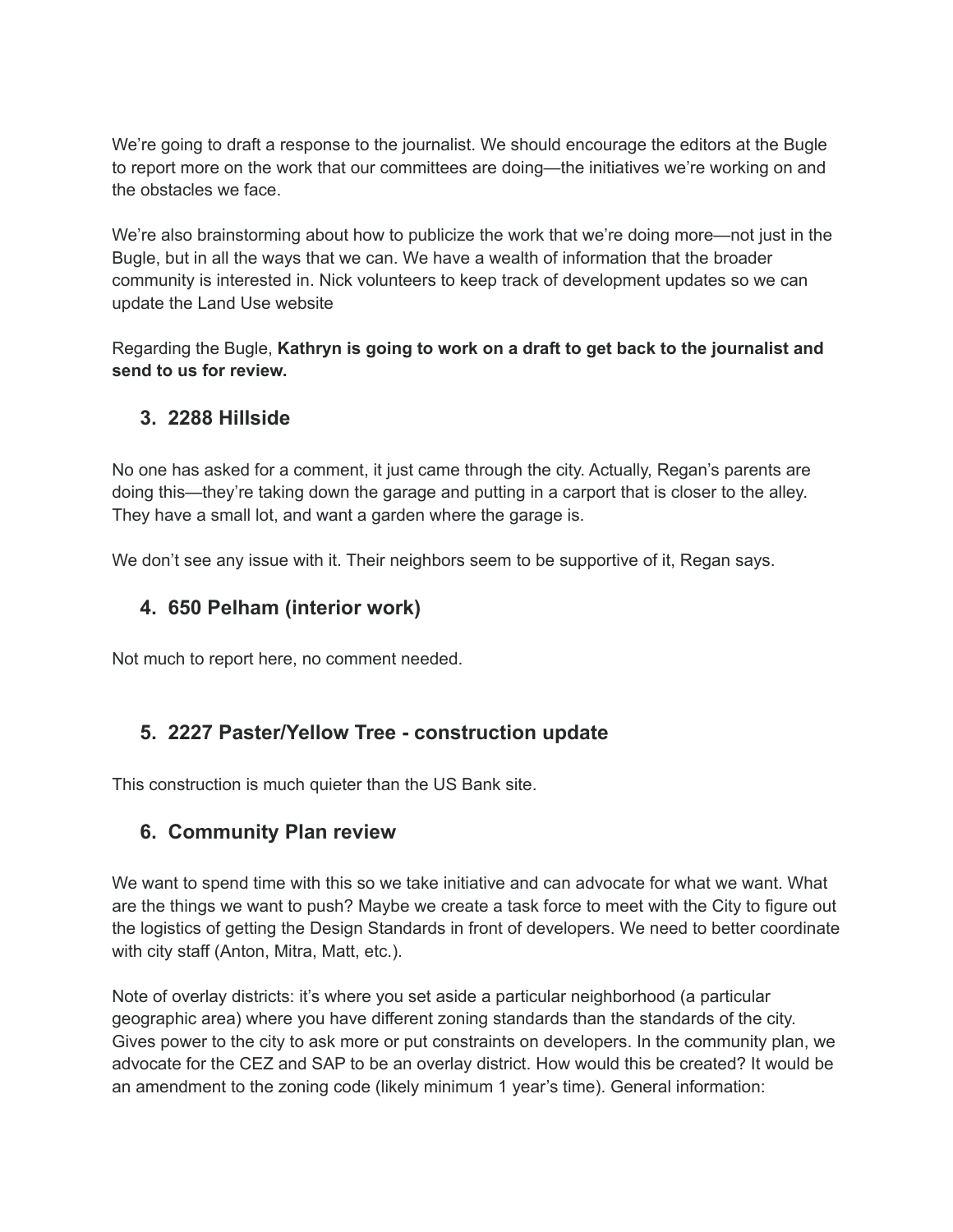We're going to draft a response to the journalist. We should encourage the editors at the Bugle to report more on the work that our committees are doing—the initiatives we're working on and the obstacles we face.

We're also brainstorming about how to publicize the work that we're doing more—not just in the Bugle, but in all the ways that we can. We have a wealth of information that the broader community is interested in. Nick volunteers to keep track of development updates so we can update the Land Use website

Regarding the Bugle, **Kathryn is going to work on a draft to get back to the journalist and send to us for review.**

### 3. 2288 Hillside

No one has asked for a comment, it just came through the city. Actually, Regan's parents are doing this—they're taking down the garage and putting in a carport that is closer to the alley. They have a small lot, and want a garden where the garage is.

We don't see any issue with it. Their neighbors seem to be supportive of it, Regan says.

### 4. 650 Pelham (interior work)

Not much to report here, no comment needed.

### 5. 2227 Paster/Yellow Tree - construction update

This construction is much quieter than the US Bank site.

### 6. Community Plan review

We want to spend time with this so we take initiative and can advocate for what we want. What are the things we want to push? Maybe we create a task force to meet with the City to figure out the logistics of getting the Design Standards in front of developers. We need to better coordinate with city staff (Anton, Mitra, Matt, etc.).

Note of overlay districts: it's where you set aside a particular neighborhood (a particular geographic area) where you have different zoning standards than the standards of the city. Gives power to the city to ask more or put constraints on developers. In the community plan, we advocate for the CEZ and SAP to be an overlay district. How would this be created? It would be an amendment to the zoning code (likely minimum 1 year's time). General information: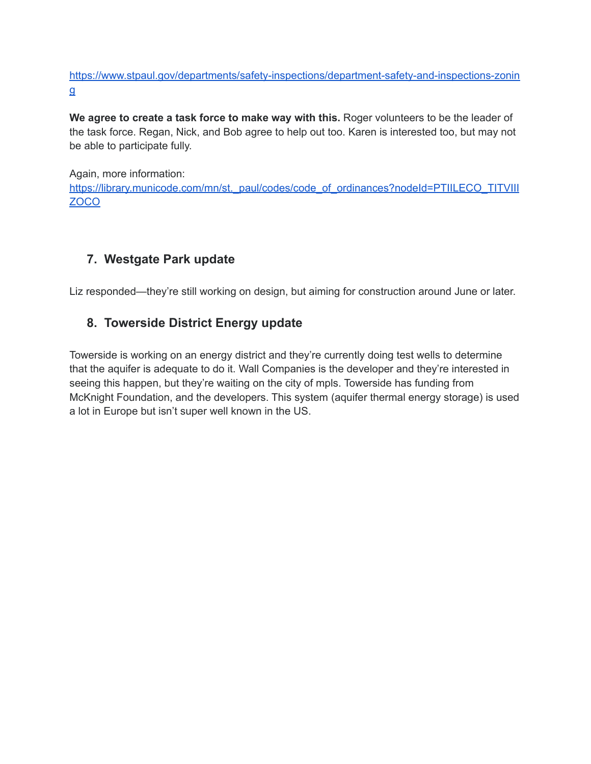https://www.stpaul.gov/departments/safety-inspections/department-safety-and-inspections-zoning

**We agree to create a task force to make way with this.** Roger volunteers to be the leader of the task force. Regan, Nick, and Bob agree to help out too. Karen is interested too, but may not be able to participate fully.

Again, more information:
https://library.municode.com/mn/st._paul/codes/code_of_ordinances?nodeId=PTIILECO_TITVIIIZOCO

## 7. Westgate Park update

Liz responded—they're still working on design, but aiming for construction around June or later.

## 8. Towerside District Energy update

Towerside is working on an energy district and they're currently doing test wells to determine that the aquifer is adequate to do it. Wall Companies is the developer and they're interested in seeing this happen, but they're waiting on the city of mpls. Towerside has funding from McKnight Foundation, and the developers. This system (aquifer thermal energy storage) is used a lot in Europe but isn't super well known in the US.